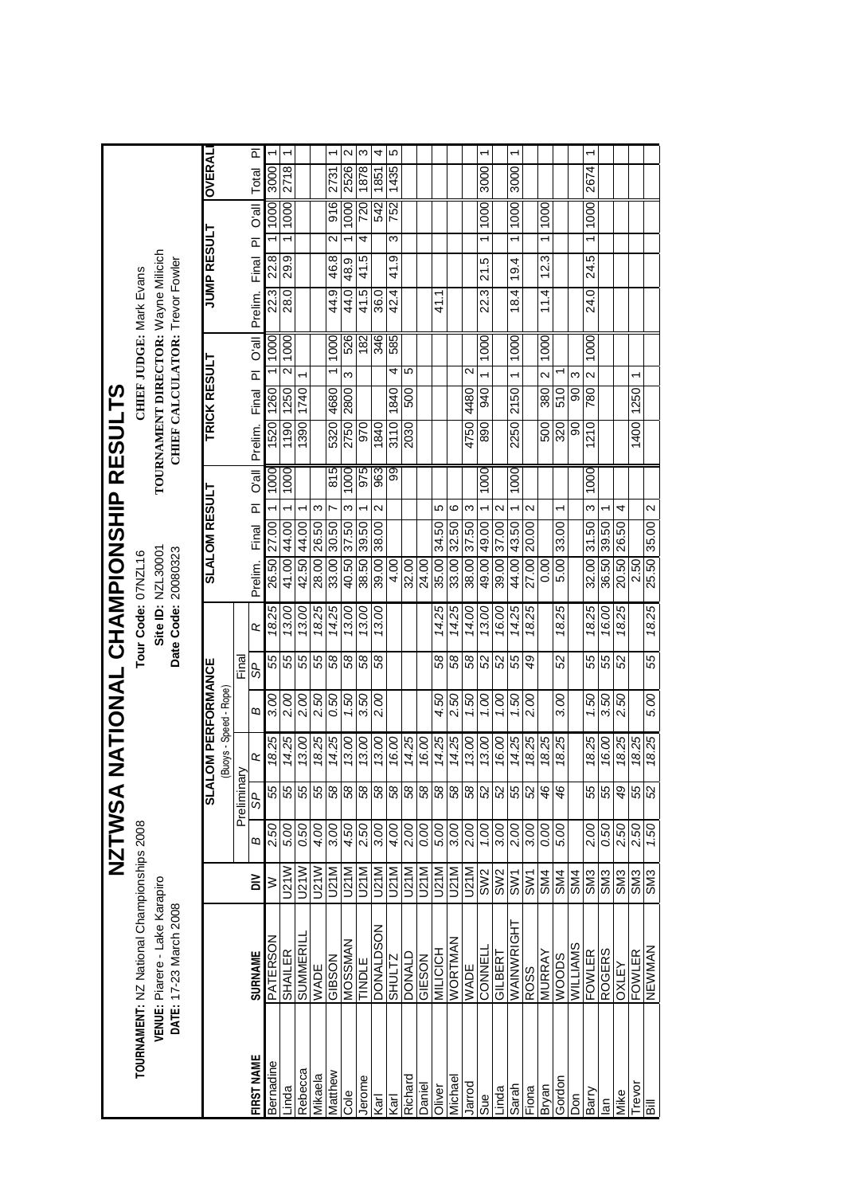# NZTWSA NATIONAL CHAMPIONSHIP RESULTS

**TOURNAMENT:** NZ National Championships 2008
**VENUE:** Piarere - Lake Karapiro
**DATE:** 17-23 March 2008

**Tour Code:** 07NZL16
**Site ID:** NZL30001
**Date Code:** 20080323

**CHIEF JUDGE:** Mark Evans
**TOURNAMENT DIRECTOR:** Wayne Milicich
**CHIEF CALCULATOR:** Trevor Fowler

| | | | SLALOM PERFORMANCE (Buoys - Speed - Rope) | | | | | | SLALOM RESULT | | | | TRICK RESULT | | | | JUMP RESULT | | | | OVERALL | |
|---|---|---|---|---|---|---|---|---|---|---|---|---|---|---|---|---|---|---|---|---|---|---|
| | | | Preliminary | | | Final | | | | | | | | | | | | | | | | |
| FIRST NAME | SURNAME | DIV | B | SP | R | B | SP | R | Prelim. | Final | Pl | O'all | Prelim. | Final | Pl | O'all | Prelim. | Final | Pl | O'all | Total | Pl |
| Bernadine | PATERSON | W | 2.50 | 55 | 18.25 | 3.00 | 55 | 18.25 | 26.50 | 27.00 | 1 | 1000 | 1520 | 1260 | 1 | 1000 | 22.3 | 22.8 | 1 | 1000 | 3000 | 1 |
| Linda | SHAILER | U21W | 5.00 | 55 | 13.00 | 2.00 | 55 | 13.00 | 41.00 | 44.00 | 1 | 1000 | 1190 | 1250 | 2 | 1000 | 28.0 | 29.9 | 1 | 1000 | 2718 | 1 |
| Rebecca | SUMMERILL | U21W | 0.50 | 55 | 13.00 | 2.00 | 55 | 13.00 | 42.50 | 44.00 | 1 | | 1390 | 1740 | 1 | | | | | | | |
| Mikaela | WADE | U21W | 4.00 | 55 | 18.25 | 2.50 | 55 | 18.25 | 28.00 | 26.50 | 3 | | | | | | | | | | | |
| Matthew | GIBSON | U21M | 3.00 | 58 | 14.25 | 0.50 | 58 | 14.25 | 33.00 | 30.50 | 7 | 815 | 5320 | 4680 | 1 | 1000 | 44.9 | 46.8 | 2 | 916 | 2731 | 1 |
| Cole | MOSSMAN | U21M | 4.50 | 58 | 13.00 | 1.50 | 58 | 13.00 | 40.50 | 37.50 | 3 | 1000 | 2750 | 2800 | 3 | 526 | 44.0 | 48.9 | 1 | 1000 | 2526 | 2 |
| Jerome | TINDLE | U21M | 2.50 | 58 | 13.00 | 3.50 | 58 | 13.00 | 38.50 | 39.50 | 1 | 975 | 970 | | | 182 | 41.5 | 41.5 | 4 | 720 | 1878 | 3 |
| Karl | DONALDSON | U21M | 3.00 | 58 | 13.00 | 2.00 | 58 | 13.00 | 39.00 | 38.00 | 2 | 963 | 1840 | | | 346 | 36.0 | | | 542 | 1851 | 4 |
| Karl | SHULTZ | U21M | 4.00 | 58 | 16.00 | | | | 4.00 | | | 99 | 3110 | 1840 | 4 | 585 | 42.4 | 41.9 | 3 | 752 | 1435 | 5 |
| Richard | DONALD | U21M | 2.00 | 58 | 14.25 | | | | 32.00 | | | | 2030 | 500 | 5 | | | | | | | |
| Daniel | GIESON | U21M | 0.00 | 58 | 16.00 | | | | 24.00 | | | | | | | | | | | | | |
| Oliver | MILICICH | U21M | 5.00 | 58 | 14.25 | 4.50 | 58 | 14.25 | 35.00 | 34.50 | 5 | | | | | | 41.1 | | | | | |
| Michael | WORTMAN | U21M | 3.00 | 58 | 14.25 | 2.50 | 58 | 14.25 | 33.00 | 32.50 | 6 | | | | | | | | | | | |
| Jarrod | WADE | U21M | 2.00 | 58 | 13.00 | 1.50 | 58 | 14.00 | 38.00 | 37.50 | 3 | | 4750 | 4480 | 2 | | | | | | | |
| Sue | CONNELL | SW2 | 1.00 | 52 | 13.00 | 1.00 | 52 | 13.00 | 49.00 | 49.00 | 1 | 1000 | 890 | 940 | 1 | 1000 | 22.3 | 21.5 | 1 | 1000 | 3000 | 1 |
| Linda | GILBERT | SW2 | 3.00 | 52 | 16.00 | 1.00 | 52 | 16.00 | 39.00 | 37.00 | 2 | | | | | | | | | | | |
| Sarah | WAINWRIGHT | SW1 | 2.00 | 55 | 14.25 | 1.50 | 55 | 14.25 | 44.00 | 43.50 | 1 | 1000 | 2250 | 2150 | 1 | 1000 | 18.4 | 19.4 | 1 | 1000 | 3000 | 1 |
| Fiona | ROSS | SW1 | 3.00 | 52 | 18.25 | 2.00 | 49 | 18.25 | 27.00 | 20.00 | 2 | | | | | | | | | | | |
| Bryan | MURRAY | SM4 | 0.00 | 46 | 18.25 | | | | 0.00 | | | | 500 | 380 | 2 | 1000 | 11.4 | 12.3 | 1 | 1000 | | |
| Gordon | WOODS | SM4 | 5.00 | 46 | 18.25 | 3.00 | 52 | 18.25 | 5.00 | 33.00 | 1 | | 320 | 510 | 1 | | | | | | | |
| Don | WILLIAMS | SM4 | | | | | | | | | | | 90 | 90 | 3 | | | | | | | |
| Barry | FOWLER | SM3 | 2.00 | 55 | 18.25 | 1.50 | 55 | 18.25 | 32.00 | 31.50 | 3 | 1000 | 1210 | 780 | 2 | 1000 | 24.0 | 24.5 | 1 | 1000 | 2674 | 1 |
| Ian | ROGERS | SM3 | 0.50 | 55 | 16.00 | 3.50 | 55 | 16.00 | 36.50 | 39.50 | 1 | | | | | | | | | | | |
| Mike | OXLEY | SM3 | 2.50 | 49 | 18.25 | 2.50 | 52 | 18.25 | 20.50 | 26.50 | 4 | | | | | | | | | | | |
| Trevor | FOWLER | SM3 | 2.50 | 55 | 18.25 | | | | 2.50 | | | | 1400 | 1250 | 1 | | | | | | | |
| Bill | NEWMAN | SM3 | 1.50 | 52 | 18.25 | 5.00 | 55 | 18.25 | 25.50 | 35.00 | 2 | | | | | | | | | | | |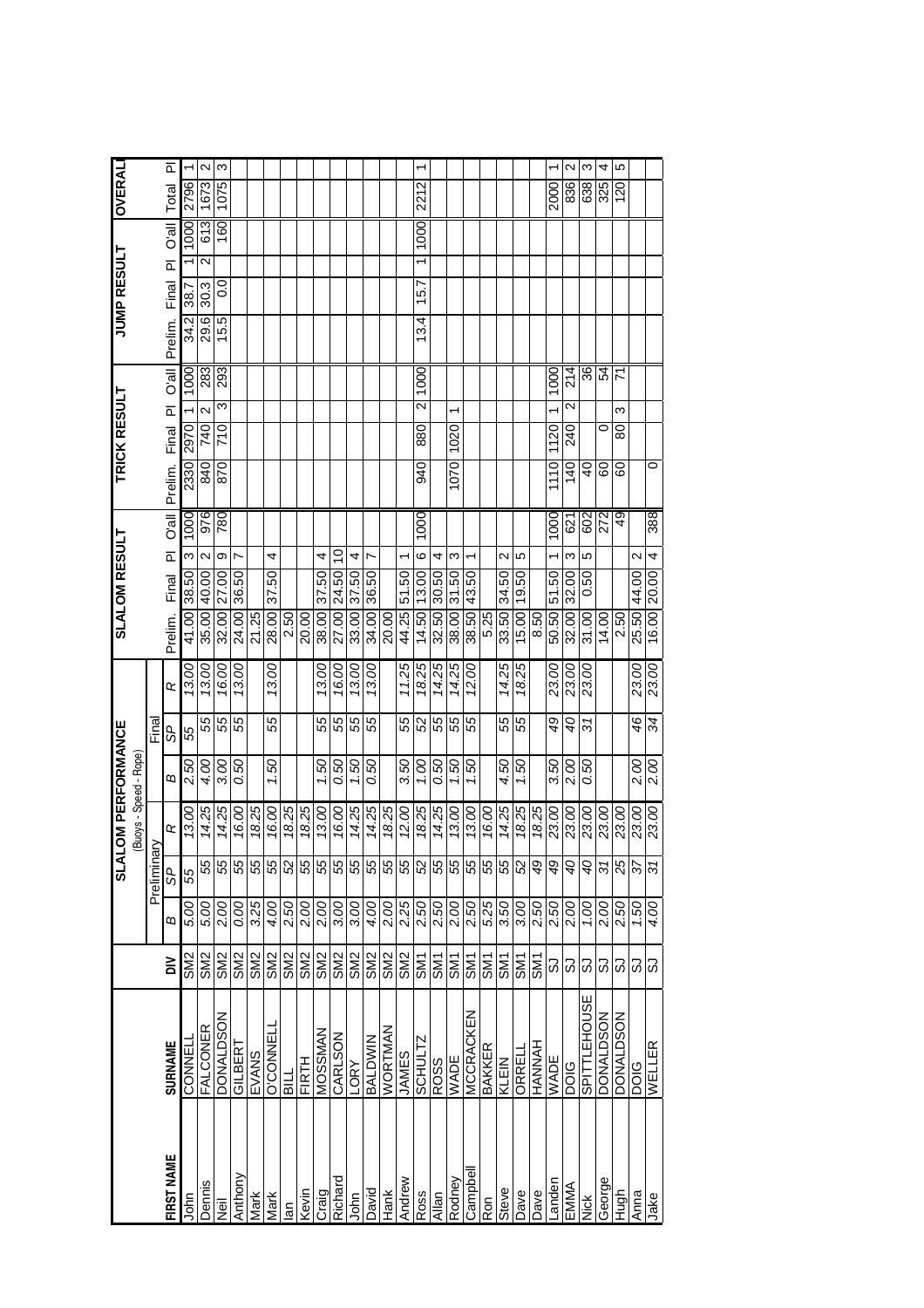| FIRST NAME | SURNAME | DIV | SLALOM PERFORMANCE (Buoys - Speed - Rope) | | | | | | SLALOM RESULT | | | | TRICK RESULT | | | | JUMP RESULT | | | | OVERALL | |
|---|---|---|---|---|---|---|---|---|---|---|---|---|---|---|---|---|---|---|---|---|---|---|
| | | | Preliminary | | | Final | | | | | | | | | | | | | | | | |
| | | | *B* | *SP* | *R* | *B* | *SP* | *R* | Prelim. | Final | Pl | O'all | Prelim. | Final | Pl | O'all | Prelim. | Final | Pl | O'all | Total | Pl |
| John | CONNELL | SM2 | *5.00* | *55* | *13.00* | *2.50* | *55* | *13.00* | 41.00 | 38.50 | 3 | 1000 | 2330 | 2970 | 1 | 1000 | 34.2 | 38.7 | 1 | 1000 | 2796 | 1 |
| Dennis | FALCONER | SM2 | *5.00* | *55* | *14.25* | *4.00* | *55* | *13.00* | 35.00 | 40.00 | 2 | 976 | 840 | 740 | 2 | 283 | 29.6 | 30.3 | 2 | 613 | 1673 | 2 |
| Neil | DONALDSON | SM2 | *2.00* | *55* | *14.25* | *3.00* | *55* | *16.00* | 32.00 | 27.00 | 9 | 780 | 870 | 710 | 3 | 293 | 15.5 | 0.0 | | 160 | 1075 | 3 |
| Anthony | GILBERT | SM2 | *0.00* | *55* | *16.00* | *0.50* | *55* | *13.00* | 24.00 | 36.50 | 7 | | | | | | | | | | | |
| Mark | EVANS | SM2 | *3.25* | *55* | *18.25* | | | | 21.25 | | | | | | | | | | | | | |
| Mark | O'CONNELL | SM2 | *4.00* | *55* | *16.00* | *1.50* | *55* | *13.00* | 28.00 | 37.50 | 4 | | | | | | | | | | | |
| Ian | BILL | SM2 | *2.50* | *52* | *18.25* | | | | 2.50 | | | | | | | | | | | | | |
| Kevin | FIRTH | SM2 | *2.00* | *55* | *18.25* | | | | 20.00 | | | | | | | | | | | | | |
| Craig | MOSSMAN | SM2 | *2.00* | *55* | *13.00* | *1.50* | *55* | *13.00* | 38.00 | 37.50 | 4 | | | | | | | | | | | |
| Richard | CARLSON | SM2 | *3.00* | *55* | *16.00* | *0.50* | *55* | *16.00* | 27.00 | 24.50 | 10 | | | | | | | | | | | |
| John | LORY | SM2 | *3.00* | *55* | *14.25* | *1.50* | *55* | *13.00* | 33.00 | 37.50 | 4 | | | | | | | | | | | |
| David | BALDWIN | SM2 | *4.00* | *55* | *14.25* | *0.50* | *55* | *13.00* | 34.00 | 36.50 | 7 | | | | | | | | | | | |
| Hank | WORTMAN | SM2 | *2.00* | *55* | *18.25* | | | | 20.00 | | | | | | | | | | | | | |
| Andrew | JAMES | SM2 | *2.25* | *55* | *12.00* | *3.50* | *55* | *11.25* | 44.25 | 51.50 | 1 | | | | | | | | | | | |
| Ross | SCHULTZ | SM1 | *2.50* | *52* | *18.25* | *1.00* | *52* | *18.25* | 14.50 | 13.00 | 6 | 1000 | 940 | 880 | 2 | 1000 | 13.4 | 15.7 | 1 | 1000 | 2212 | 1 |
| Allan | ROSS | SM1 | *2.50* | *55* | *14.25* | *0.50* | *55* | *14.25* | 32.50 | 30.50 | 4 | | | | | | | | | | | |
| Rodney | WADE | SM1 | *2.00* | *55* | *13.00* | *1.50* | *55* | *14.25* | 38.00 | 31.50 | 3 | | 1070 | 1020 | 1 | | | | | | | |
| Campbell | MCCRACKEN | SM1 | *2.50* | *55* | *13.00* | *1.50* | *55* | *12.00* | 38.50 | 43.50 | 1 | | | | | | | | | | | |
| Ron | BAKKER | SM1 | *5.25* | *55* | *16.00* | | | | 5.25 | | | | | | | | | | | | | |
| Steve | KLEIN | SM1 | *3.50* | *55* | *14.25* | *4.50* | *55* | *14.25* | 33.50 | 34.50 | 2 | | | | | | | | | | | |
| Dave | ORRELL | SM1 | *3.00* | *52* | *18.25* | *1.50* | *55* | *18.25* | 15.00 | 19.50 | 5 | | | | | | | | | | | |
| Dave | HANNAH | SM1 | *2.50* | *49* | *18.25* | | | | 8.50 | | | | | | | | | | | | | |
| Landen | WADE | SJ | *2.50* | *49* | *23.00* | *3.50* | *49* | *23.00* | 50.50 | 51.50 | 1 | 1000 | 1110 | 1120 | 1 | 1000 | | | | | 2000 | 1 |
| EMMA | DOIG | SJ | *2.00* | *40* | *23.00* | *2.00* | *40* | *23.00* | 32.00 | 32.00 | 3 | 621 | 140 | 240 | 2 | 214 | | | | | 836 | 2 |
| Nick | SPITTLEHOUSE | SJ | *1.00* | *40* | *23.00* | *0.50* | *31* | *23.00* | 31.00 | 0.50 | 5 | 602 | 40 | | | 36 | | | | | 638 | 3 |
| George | DONALDSON | SJ | *2.00* | *31* | *23.00* | | | | 14.00 | | | 272 | 60 | 0 | | 54 | | | | | 325 | 4 |
| Hugh | DONALDSON | SJ | *2.50* | *25* | *23.00* | | | | 2.50 | | | 49 | 60 | 80 | 3 | 71 | | | | | 120 | 5 |
| Anna | DOIG | SJ | *1.50* | *37* | *23.00* | *2.00* | *46* | *23.00* | 25.50 | 44.00 | 2 | | | | | | | | | | | |
| Jake | WELLER | SJ | *4.00* | *31* | *23.00* | *2.00* | *34* | *23.00* | 16.00 | 20.00 | 4 | 388 | 0 | | | | | | | | | |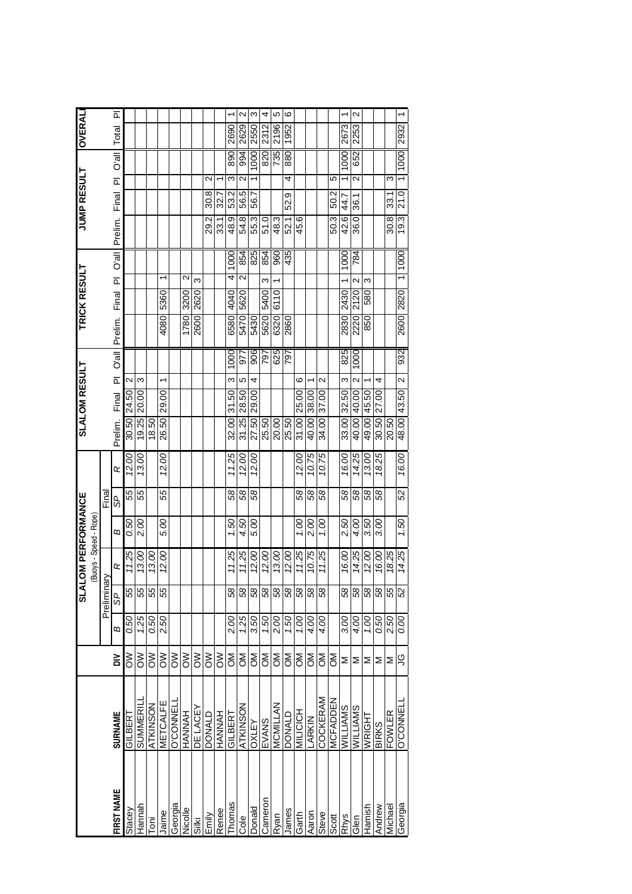| FIRST NAME | SURNAME | DIV | SLALOM PERFORMANCE (Buoys - Speed - Rope) | | | | | | SLALOM RESULT | | | | TRICK RESULT | | | | JUMP RESULT | | | | OVERALL | |
|---|---|---|---|---|---|---|---|---|---|---|---|---|---|---|---|---|---|---|---|---|---|---|
| | | | Preliminary | | | Final | | | | | | | | | | | | | | | | |
| | | | *B* | *SP* | *R* | *B* | *SP* | *R* | Prelim. | Final | Pl | O'all | Prelim. | Final | Pl | O'all | Prelim. | Final | Pl | O'all | Total | Pl |
| Stacey | GILBERT | OW | *0.50* | *55* | *11.25* | *0.50* | *55* | *12.00* | 30.50 | 24.50 | 2 | | | | | | | | | | | |
| Hannah | SUMMERILL | OW | *1.25* | *55* | *13.00* | *2.00* | *55* | *13.00* | 19.25 | 20.00 | 3 | | | | | | | | | | | |
| Toni | ATKINSON | OW | *0.50* | *55* | *13.00* | | | | 18.50 | | | | | | | | | | | | | |
| Jaime | METCALFE | OW | *2.50* | *55* | *12.00* | *5.00* | *55* | *12.00* | 26.50 | 29.00 | 1 | | 4080 | 5360 | 1 | | | | | | | |
| Georgia | O'CONNELL | OW | | | | | | | | | | | | | | | | | | | | |
| Nicolle | HANNAH | OW | | | | | | | | | | | 1780 | 3200 | 2 | | | | | | | |
| Silki | DE LACEY | OW | | | | | | | | | | | 2600 | 2620 | 3 | | | | | | | |
| Emily | DONALD | OW | | | | | | | | | | | | | | | 29.2 | 30.8 | 2 | | | |
| Renee | HANNAH | OW | | | | | | | | | | | | | | | 33.1 | 32.7 | 1 | | | |
| Thomas | GILBERT | OM | *2.00* | *58* | *11.25* | *1.50* | *58* | *11.25* | 32.00 | 31.50 | 3 | 1000 | 6580 | 4040 | 4 | 1000 | 48.9 | 53.2 | 3 | 890 | 2690 | 1 |
| Cole | ATKINSON | OM | *1.25* | *58* | *11.25* | *4.50* | *58* | *12.00* | 31.25 | 28.50 | 5 | 977 | 5470 | 5620 | 2 | 854 | 54.8 | 56.5 | 2 | 994 | 2629 | 2 |
| Donald | OXLEY | OM | *3.50* | *58* | *12.00* | *5.00* | *58* | *12.00* | 27.50 | 29.00 | 4 | 906 | 5430 | | | 825 | 55.3 | 56.7 | 1 | 1000 | 2550 | 3 |
| Cameron | EVANS | OM | *1.50* | *58* | *12.00* | | | | 25.50 | | | 797 | 5620 | 5400 | 3 | 854 | 51.0 | | | 820 | 2312 | 4 |
| Ryan | MCMILLAN | OM | *2.00* | *58* | *13.00* | | | | 20.00 | | | 625 | 6320 | 6110 | 1 | 960 | 48.3 | | | 735 | 2196 | 5 |
| James | DONALD | OM | *1.50* | *58* | *12.00* | | | | 25.50 | | | 797 | 2860 | | | 435 | 52.1 | 52.9 | 4 | 880 | 1952 | 6 |
| Garth | MILICICH | OM | *1.00* | *58* | *11.25* | *1.00* | *58* | *12.00* | 31.00 | 25.00 | 6 | | | | | | 45.6 | | | | | |
| Aaron | LARKIN | OM | *4.00* | *58* | *10.75* | *2.00* | *58* | *10.75* | 40.00 | 38.00 | 1 | | | | | | | | | | | |
| Steve | COCKERAM | OM | *4.00* | *58* | *11.25* | *1.00* | *58* | *10.75* | 34.00 | 37.00 | 2 | | | | | | | | | | | |
| Scott | MCFADDEN | OM | | | | | | | | | | | | | | | 50.3 | 50.2 | 5 | | | |
| Rhys | WILLIAMS | M | *3.00* | *58* | *16.00* | *2.50* | *58* | *16.00* | 33.00 | 32.50 | 3 | 825 | 2830 | 2430 | 1 | 1000 | 42.6 | 44.7 | 1 | 1000 | 2673 | 1 |
| Glen | WILLIAMS | M | *4.00* | *58* | *14.25* | *4.00* | *58* | *14.25* | 40.00 | 40.00 | 2 | 1000 | 2220 | 2120 | 2 | 784 | 36.0 | 36.1 | 2 | 652 | 2253 | 2 |
| Hamish | WRIGHT | M | *1.00* | *58* | *12.00* | *3.50* | *58* | *13.00* | 49.00 | 45.50 | 1 | | 850 | 580 | 3 | | | | | | | |
| Andrew | BIRKS | M | *0.50* | *58* | *16.00* | *3.00* | *58* | *18.25* | 30.50 | 27.00 | 4 | | | | | | | | | | | |
| Michael | FOWLER | M | *2.50* | *55* | *18.25* | | | | 20.50 | | | | | | | | 30.8 | 33.1 | 3 | | | |
| Georgia | O'CONNELL | JG | *0.00* | *52* | *14.25* | *1.50* | *52* | *16.00* | 48.00 | 43.50 | 2 | 932 | 2600 | 2820 | 1 | 1000 | 19.3 | 21.0 | 1 | 1000 | 2932 | 1 |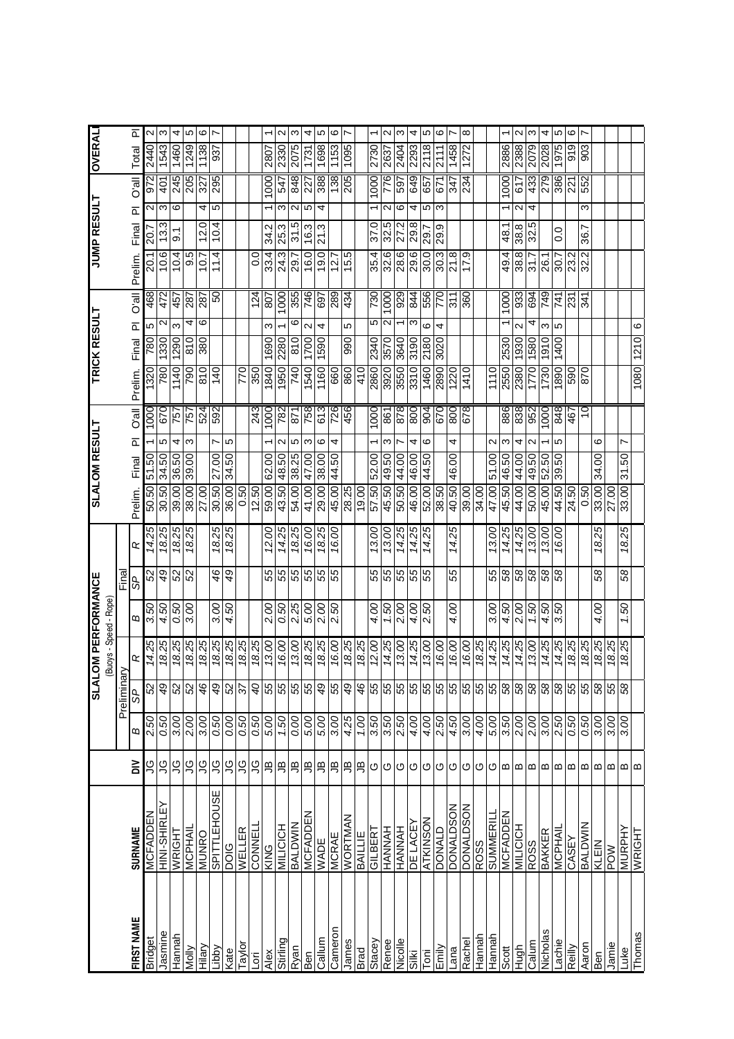| FIRST NAME | SURNAME | DIV | SLALOM PERFORMANCE (Buoys - Speed - Rope) | | | | | | SLALOM RESULT | | | | TRICK RESULT | | | | JUMP RESULT | | | | OVERALL | |
|---|---|---|---|---|---|---|---|---|---|---|---|---|---|---|---|---|---|---|---|---|---|---|
| | | | Preliminary | | | Final | | | | | | | | | | | | | | | | |
| | | | *B* | *SP* | *R* | *B* | *SP* | *R* | Prelim. | Final | Pl | O'all | Prelim. | Final | Pl | O'all | Prelim. | Final | Pl | O'all | Total | Pl |
| Bridget | MCFADDEN | JG | *2.50* | *52* | *14.25* | *3.50* | *52* | *14.25* | 50.50 | 51.50 | 1 | 1000 | 1320 | 780 | 5 | 468 | 20.1 | 20.7 | 2 | 972 | 2440 | 2 |
| Jasmine | HINI-SHIRLEY | JG | *0.50* | *49* | *18.25* | *4.50* | *49* | *18.25* | 30.50 | 34.50 | 5 | 670 | 780 | 1330 | 2 | 472 | 10.6 | 13.3 | 3 | 401 | 1543 | 3 |
| Hannah | WRIGHT | JG | *3.00* | *52* | *18.25* | *0.50* | *52* | *18.25* | 39.00 | 36.50 | 4 | 757 | 1140 | 1290 | 3 | 457 | 10.4 | 9.1 | 6 | 245 | 1460 | 4 |
| Molly | MCPHAIL | JG | *2.00* | *52* | *18.25* | *3.00* | *52* | *18.25* | 38.00 | 39.00 | 3 | 757 | 790 | 810 | 4 | 287 | 9.5 | | | 205 | 1249 | 5 |
| Hilary | MUNRO | JG | *3.00* | *46* | *18.25* | | | | 27.00 | | | 524 | 810 | 380 | 6 | 287 | 10.7 | 12.0 | 4 | 327 | 1138 | 6 |
| Libby | SPITTLEHOUSE | JG | *0.50* | *49* | *18.25* | *3.00* | *46* | *18.25* | 30.50 | 27.00 | 7 | 592 | 140 | | | 50 | 11.4 | 10.4 | 5 | 295 | 937 | 7 |
| Kate | DOIG | JG | *0.00* | *52* | *18.25* | *4.50* | *49* | *18.25* | 36.00 | 34.50 | 5 | | | | | | | | | | | |
| Taylor | WELLER | JG | *0.50* | *37* | *18.25* | | | | 0.50 | | | | 770 | | | | | | | | | |
| Lori | CONNELL | JG | *0.50* | *40* | *18.25* | | | | 12.50 | | | 243 | 350 | | | 124 | 0.0 | | | | | |
| Alex | KING | JB | *5.00* | *55* | *13.00* | *2.00* | *55* | *12.00* | 59.00 | 62.00 | 1 | 1000 | 1840 | 1690 | 3 | 807 | 33.4 | 34.2 | 1 | 1000 | 2807 | 1 |
| Stirling | MILICICH | JB | *1.50* | *55* | *16.00* | *0.50* | *55* | *14.25* | 43.50 | 48.50 | 2 | 782 | 1950 | 2280 | 1 | 1000 | 24.3 | 25.3 | 3 | 547 | 2330 | 2 |
| Ryan | BALDWIN | JB | *0.00* | *55* | *13.00* | *2.25* | *55* | *18.25* | 54.00 | 38.25 | 5 | 871 | 740 | 810 | 6 | 355 | 29.7 | 31.5 | 2 | 848 | 2075 | 3 |
| Ben | MCFADDEN | JB | *5.00* | *55* | *18.25* | *5.00* | *55* | *16.00* | 41.00 | 47.00 | 3 | 758 | 1540 | 1700 | 2 | 746 | 16.0 | 16.3 | 5 | 227 | 1731 | 4 |
| Callum | WADE | JB | *5.00* | *49* | *18.25* | *2.00* | *55* | *18.25* | 29.00 | 38.00 | 6 | 613 | 1160 | 1590 | 4 | 697 | 19.0 | 21.3 | 4 | 388 | 1698 | 5 |
| Cameron | MCRAE | JB | *3.00* | *55* | *16.00* | *2.50* | *55* | *16.00* | 45.00 | 44.50 | 4 | 726 | 660 | | | 289 | 12.7 | | | 138 | 1153 | 6 |
| James | WORTMAN | JB | *4.25* | *49* | *18.25* | | | | 28.25 | | | 456 | 860 | 990 | 5 | 434 | 15.5 | | | 205 | 1095 | 7 |
| Brad | BAILLIE | JB | *1.00* | *46* | *18.25* | | | | 19.00 | | | | 410 | | | | | | | | | |
| Stacey | GILBERT | G | *3.50* | *55* | *12.00* | *4.00* | *55* | *13.00* | 57.50 | 52.00 | 1 | 1000 | 2860 | 2340 | 5 | 730 | 35.4 | 37.0 | 1 | 1000 | 2730 | 1 |
| Renee | HANNAH | G | *3.50* | *55* | *14.25* | *1.50* | *55* | *13.00* | 45.50 | 49.50 | 3 | 861 | 3920 | 3570 | 2 | 1000 | 32.6 | 32.5 | 2 | 776 | 2637 | 2 |
| Nicolle | HANNAH | G | *2.50* | *55* | *13.00* | *2.00* | *55* | *14.25* | 50.50 | 44.00 | 7 | 878 | 3550 | 3640 | 1 | 929 | 28.6 | 27.2 | 6 | 597 | 2404 | 3 |
| Silki | DE LACEY | G | *4.00* | *55* | *14.25* | *4.00* | *55* | *14.25* | 46.00 | 46.00 | 4 | 800 | 3310 | 3190 | 3 | 844 | 29.6 | 29.8 | 4 | 649 | 2293 | 4 |
| Toni | ATKINSON | G | *4.00* | *55* | *13.00* | *2.50* | *55* | *14.25* | 52.00 | 44.50 | 6 | 904 | 1460 | 2180 | 6 | 556 | 30.0 | 29.7 | 5 | 657 | 2118 | 5 |
| Emily | DONALD | G | *2.50* | *55* | *16.00* | | | | 38.50 | | | 670 | 2890 | 3020 | 4 | 770 | 30.3 | 29.9 | 3 | 671 | 2111 | 6 |
| Lana | DONALDSON | G | *4.50* | *55* | *16.00* | *4.00* | *55* | *14.25* | 40.50 | 46.00 | 4 | 800 | 1220 | | | 311 | 21.8 | | | 347 | 1458 | 7 |
| Rachel | DONALDSON | G | *3.00* | *55* | *16.00* | | | | 39.00 | | | 678 | 1410 | | | 360 | 17.9 | | | 234 | 1272 | 8 |
| Hannah | ROSS | G | *4.00* | *55* | *18.25* | | | | 34.00 | | | | | | | | | | | | | |
| Hannah | SUMMERILL | G | *5.00* | *55* | *14.25* | *3.00* | *55* | *13.00* | 47.00 | 51.00 | 2 | | 1110 | | | | | | | | | |
| Scott | MCFADDEN | B | *3.50* | *58* | *14.25* | *4.50* | *58* | *14.25* | 45.50 | 46.50 | 3 | 886 | 2550 | 2530 | 1 | 1000 | 49.4 | 48.1 | 1 | 1000 | 2886 | 1 |
| Hugh | MILICICH | B | *2.00* | *58* | *14.25* | *2.00* | *58* | *14.25* | 44.00 | 44.00 | 4 | 838 | 2380 | 1930 | 2 | 933 | 38.8 | 38.8 | 2 | 617 | 2388 | 2 |
| Calum | ROSS | B | *2.00* | *58* | *13.00* | *1.50* | *58* | *13.00* | 50.00 | 49.50 | 2 | 952 | 1770 | 1580 | 4 | 694 | 31.7 | 32.5 | 4 | 433 | 2079 | 3 |
| Nicholas | BAKKER | B | *3.00* | *58* | *14.25* | *4.50* | *58* | *13.00* | 45.00 | 52.50 | 1 | 1000 | 1730 | 1910 | 3 | 749 | 26.1 | | | 279 | 2028 | 4 |
| Lachie | MCPHAIL | B | *2.50* | *58* | *14.25* | *3.50* | *58* | *16.00* | 44.50 | 39.50 | 5 | 848 | 1890 | 1400 | 5 | 741 | 30.7 | 0.0 | | 386 | 1975 | 5 |
| Reilly | CASEY | B | *0.50* | *55* | *18.25* | | | | 24.50 | | | 467 | 590 | | | 231 | 23.2 | | | 221 | 919 | 6 |
| Aaron | BALDWIN | B | *0.50* | *55* | *18.25* | | | | 0.50 | | | 10 | 870 | | | 341 | 32.2 | 36.7 | 3 | 552 | 903 | 7 |
| Ben | KLEIN | B | *3.00* | *58* | *18.25* | *4.00* | *58* | *18.25* | 33.00 | 34.00 | 6 | | | | | | | | | | | |
| Jamie | POW | B | *3.00* | *55* | *18.25* | | | | 27.00 | | | | | | | | | | | | | |
| Luke | MURPHY | B | *3.00* | *58* | *18.25* | *1.50* | *58* | *18.25* | 33.00 | 31.50 | 7 | | | | | | | | | | | |
| Thomas | WRIGHT | B | | | | | | | | | | | 1080 | 1210 | 6 | | | | | | | |